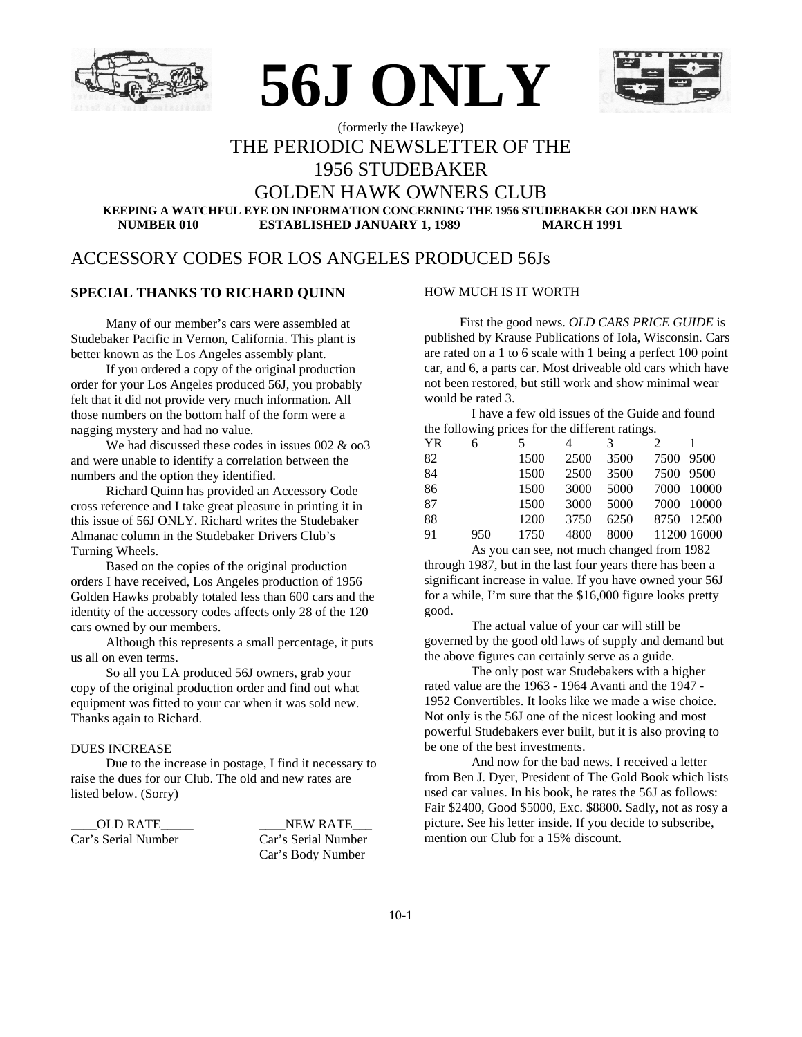# 56J ONLY

(formerly the Hawkeye)

THE PERIODIC NEWSLETTER OF THE
1956 STUDEBAKER
GOLDEN HAWK OWNERS CLUB

**KEEPING A WATCHFUL EYE ON INFORMATION CONCERNING THE 1956 STUDEBAKER GOLDEN HAWK**

**NUMBER 010 ESTABLISHED JANUARY 1, 1989 MARCH 1991**

## ACCESSORY CODES FOR LOS ANGELES PRODUCED 56Js

### SPECIAL THANKS TO RICHARD QUINN

Many of our member's cars were assembled at Studebaker Pacific in Vernon, California. This plant is better known as the Los Angeles assembly plant.

If you ordered a copy of the original production order for your Los Angeles produced 56J, you probably felt that it did not provide very much information. All those numbers on the bottom half of the form were a nagging mystery and had no value.

We had discussed these codes in issues 002 & oo3 and were unable to identify a correlation between the numbers and the option they identified.

Richard Quinn has provided an Accessory Code cross reference and I take great pleasure in printing it in this issue of 56J ONLY. Richard writes the Studebaker Almanac column in the Studebaker Drivers Club's Turning Wheels.

Based on the copies of the original production orders I have received, Los Angeles production of 1956 Golden Hawks probably totaled less than 600 cars and the identity of the accessory codes affects only 28 of the 120 cars owned by our members.

Although this represents a small percentage, it puts us all on even terms.

So all you LA produced 56J owners, grab your copy of the original production order and find out what equipment was fitted to your car when it was sold new. Thanks again to Richard.

DUES INCREASE

Due to the increase in postage, I find it necessary to raise the dues for our Club. The old and new rates are listed below. (Sorry)

| ____OLD RATE_____ | ____NEW RATE___ |
|---|---|
| Car's Serial Number | Car's Serial Number |
| | Car's Body Number |

HOW MUCH IS IT WORTH

First the good news. *OLD CARS PRICE GUIDE* is published by Krause Publications of Iola, Wisconsin. Cars are rated on a 1 to 6 scale with 1 being a perfect 100 point car, and 6, a parts car. Most driveable old cars which have not been restored, but still work and show minimal wear would be rated 3.

I have a few old issues of the Guide and found the following prices for the different ratings.

| YR | 6 | 5 | 4 | 3 | 2 | 1 |
|---|---|---|---|---|---|---|
| 82 | | 1500 | 2500 | 3500 | 7500 | 9500 |
| 84 | | 1500 | 2500 | 3500 | 7500 | 9500 |
| 86 | | 1500 | 3000 | 5000 | 7000 | 10000 |
| 87 | | 1500 | 3000 | 5000 | 7000 | 10000 |
| 88 | | 1200 | 3750 | 6250 | 8750 | 12500 |
| 91 | 950 | 1750 | 4800 | 8000 | 11200 | 16000 |

As you can see, not much changed from 1982 through 1987, but in the last four years there has been a significant increase in value. If you have owned your 56J for a while, I'm sure that the $16,000 figure looks pretty good.

The actual value of your car will still be governed by the good old laws of supply and demand but the above figures can certainly serve as a guide.

The only post war Studebakers with a higher rated value are the 1963 - 1964 Avanti and the 1947 - 1952 Convertibles. It looks like we made a wise choice. Not only is the 56J one of the nicest looking and most powerful Studebakers ever built, but it is also proving to be one of the best investments.

And now for the bad news. I received a letter from Ben J. Dyer, President of The Gold Book which lists used car values. In his book, he rates the 56J as follows: Fair $2400, Good $5000, Exc. $8800. Sadly, not as rosy a picture. See his letter inside. If you decide to subscribe, mention our Club for a 15% discount.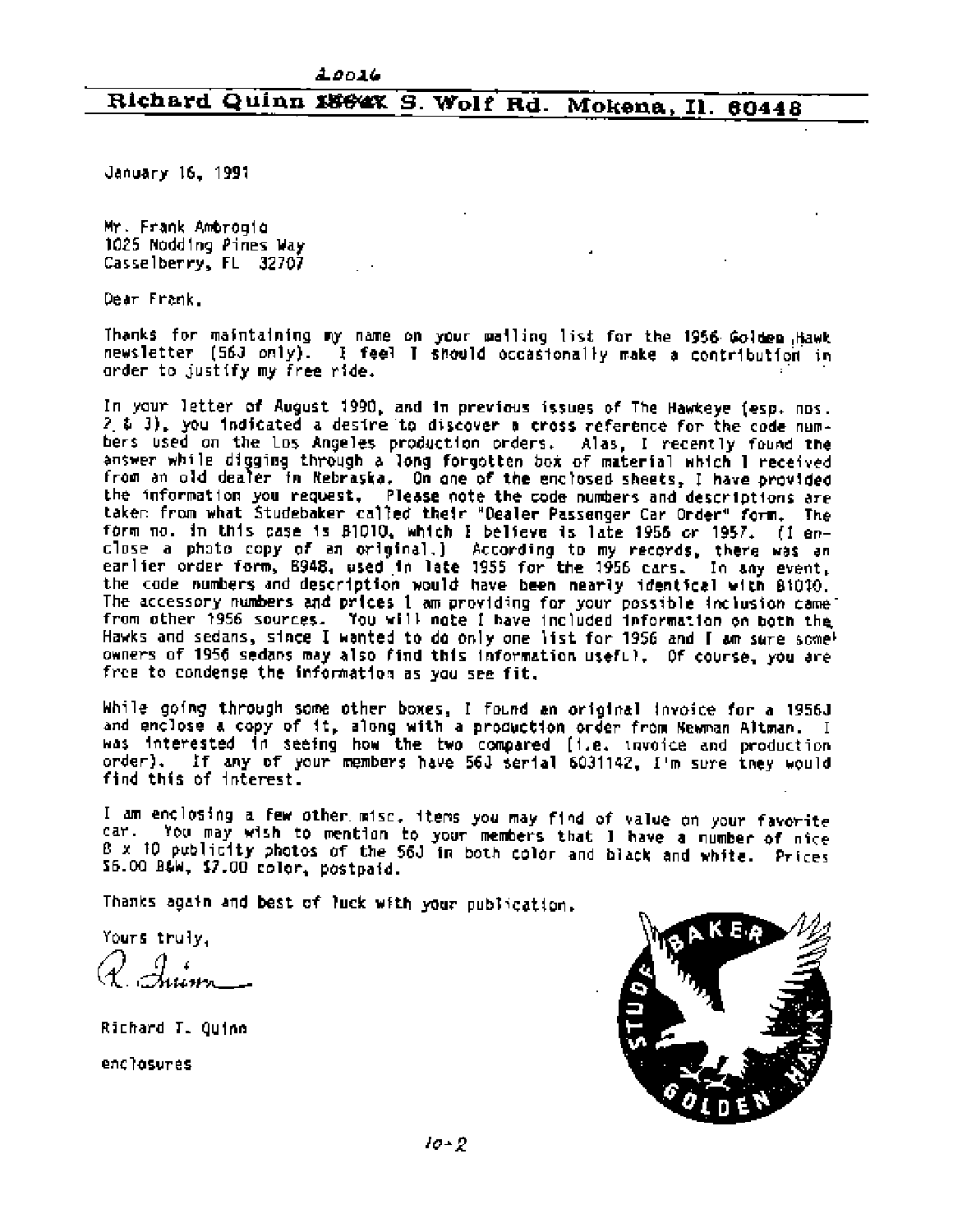10016

**Richard Quinn 18647 S. Wolf Rd. Mokena, Il. 60448**

January 16, 1991

Mr. Frank Ambrogio
1025 Nodding Pines Way
Casselberry, FL 32707

Dear Frank,

Thanks for maintaining my name on your mailing list for the 1956 Golden Hawk newsletter (56J only). I feel I should occasionally make a contribution in order to justify my free ride.

In your letter of August 1990, and in previous issues of The Hawkeye (esp. nos. 2 & 3), you indicated a desire to discover a cross reference for the code numbers used on the Los Angeles production orders. Alas, I recently found the answer while digging through a long forgotten box of material which I received from an old dealer in Nebraska. On one of the enclosed sheets, I have provided the information you request. Please note the code numbers and descriptions are taken from what Studebaker called their "Dealer Passenger Car Order" form. The form no. in this case is B1010, which I believe is late 1956 or 1957. (I enclose a photo copy of an original.) According to my records, there was an earlier order form, B948, used in late 1955 for the 1956 cars. In any event, the code numbers and description would have been nearly identical with B1010. The accessory numbers and prices I am providing for your possible inclusion came from other 1956 sources. You will note I have included information on both the Hawks and sedans, since I wanted to do only one list for 1956 and I am sure some owners of 1956 sedans may also find this information useful. Of course, you are free to condense the information as you see fit.

While going through some other boxes, I found an original invoice for a 1956J and enclose a copy of it, along with a production order from Newman Altman. I was interested in seeing how the two compared (i.e. invoice and production order). If any of your members have 56J serial 6031142, I'm sure they would find this of interest.

I am enclosing a few other misc. items you may find of value on your favorite car. You may wish to mention to your members that I have a number of nice 8 x 10 publicity photos of the 56J in both color and black and white. Prices $6.00 B&W, $7.00 color, postpaid.

Thanks again and best of luck with your publication.

Yours truly,

R. Quinn

Richard T. Quinn

enclosures

STUDEBAKER GOLDEN HAWK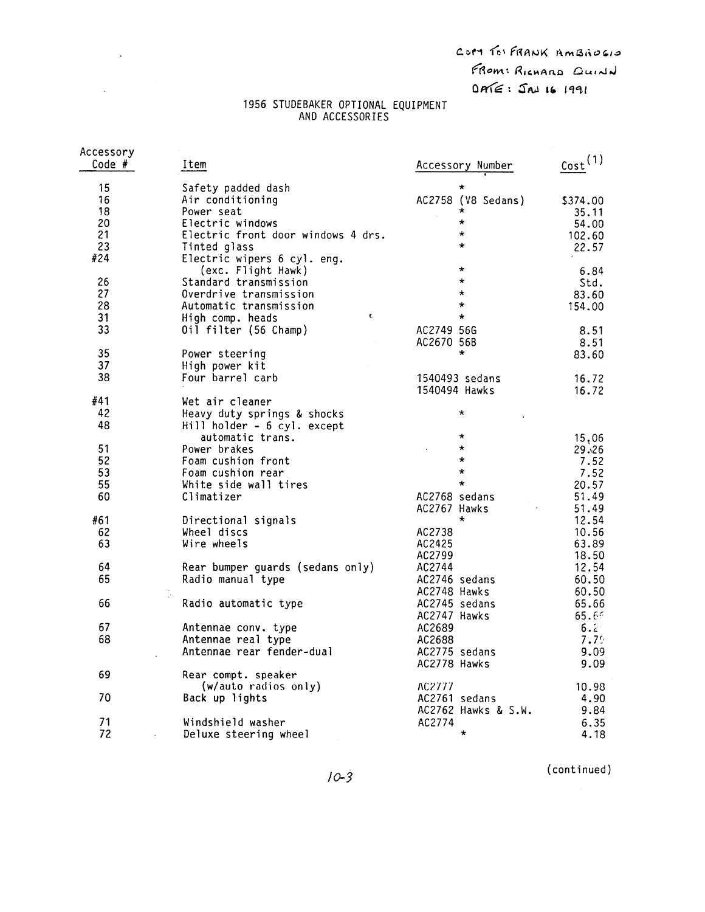Copy To: Frank Ambrogio
From: Richard Quinn
Date: Jan 16 1991

# 1956 STUDEBAKER OPTIONAL EQUIPMENT AND ACCESSORIES

| Accessory Code # | Item | Accessory Number | Cost(1) |
|---|---|---|---|
| 15 | Safety padded dash | * | |
| 16 | Air conditioning | AC2758 (V8 Sedans) | $374.00 |
| 18 | Power seat | * | 35.11 |
| 20 | Electric windows | * | 54.00 |
| 21 | Electric front door windows 4 drs. | * | 102.60 |
| 23 | Tinted glass | * | 22.57 |
| #24 | Electric wipers 6 cyl. eng. (exc. Flight Hawk) | * | 6.84 |
| 26 | Standard transmission | * | Std. |
| 27 | Overdrive transmission | * | 83.60 |
| 28 | Automatic transmission | * | 154.00 |
| 31 | High comp. heads | * | |
| 33 | Oil filter (56 Champ) | AC2749 56G | 8.51 |
| | | AC2670 56B | 8.51 |
| 35 | Power steering | * | 83.60 |
| 37 | High power kit | | |
| 38 | Four barrel carb | 1540493 sedans | 16.72 |
| | | 1540494 Hawks | 16.72 |
| #41 | Wet air cleaner | | |
| 42 | Heavy duty springs & shocks | * | |
| 48 | Hill holder - 6 cyl. except automatic trans. | * | 15.06 |
| 51 | Power brakes | * | 29.26 |
| 52 | Foam cushion front | * | 7.52 |
| 53 | Foam cushion rear | * | 7.52 |
| 55 | White side wall tires | * | 20.57 |
| 60 | Climatizer | AC2768 sedans | 51.49 |
| | | AC2767 Hawks | 51.49 |
| #61 | Directional signals | * | 12.54 |
| 62 | Wheel discs | AC2738 | 10.56 |
| 63 | Wire wheels | AC2425 | 63.89 |
| | | AC2799 | 18.50 |
| 64 | Rear bumper guards (sedans only) | AC2744 | 12.54 |
| 65 | Radio manual type | AC2746 sedans | 60.50 |
| | | AC2748 Hawks | 60.50 |
| 66 | Radio automatic type | AC2745 sedans | 65.66 |
| | | AC2747 Hawks | 65.66 |
| 67 | Antennae conv. type | AC2689 | 6.2 |
| 68 | Antennae real type | AC2688 | 7.79 |
| | Antennae rear fender-dual | AC2775 sedans | 9.09 |
| | | AC2778 Hawks | 9.09 |
| 69 | Rear compt. speaker (w/auto radios only) | AC2777 | 10.98 |
| 70 | Back up lights | AC2761 sedans | 4.90 |
| | | AC2762 Hawks & S.W. | 9.84 |
| 71 | Windshield washer | AC2774 | 6.35 |
| 72 | Deluxe steering wheel | * | 4.18 |

(continued)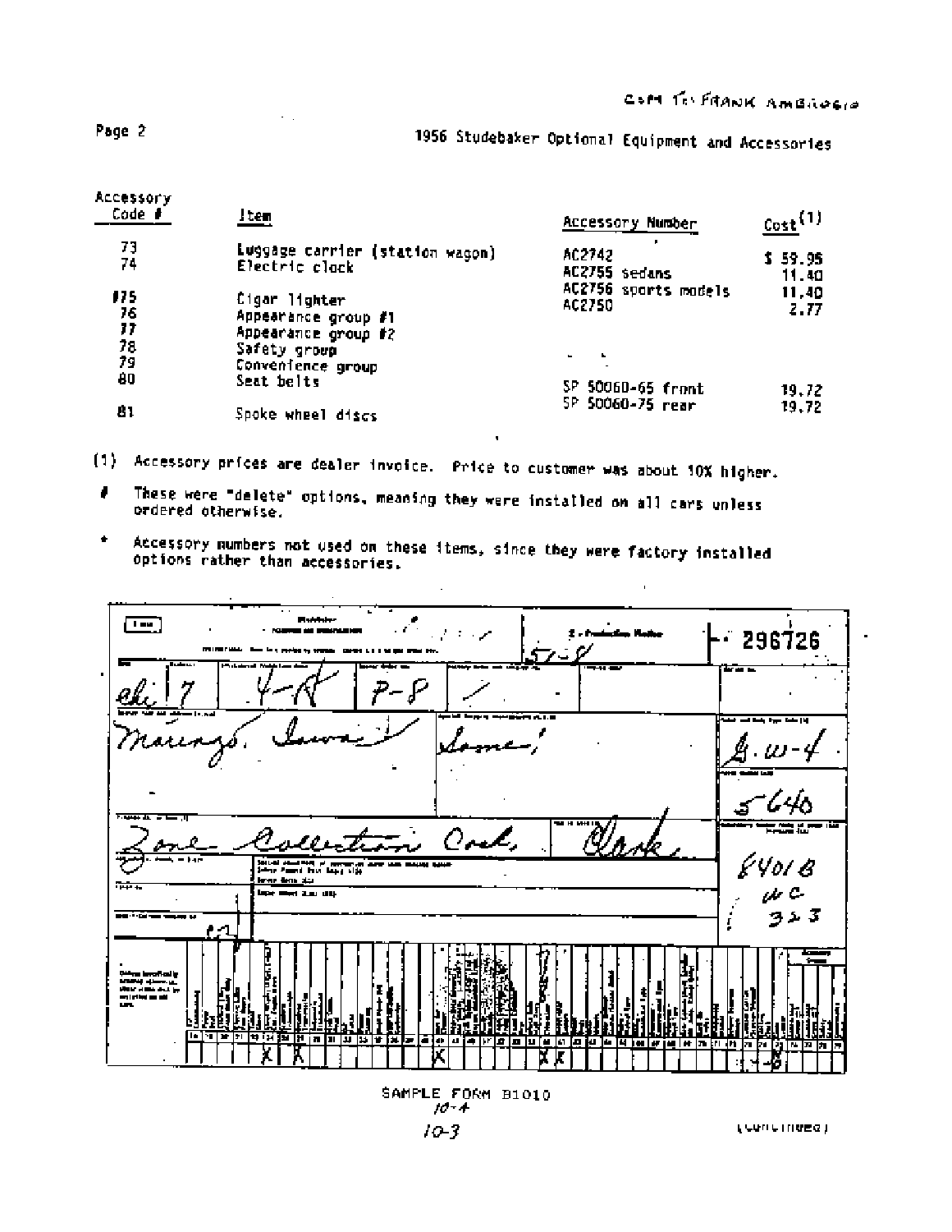Copy To: FRANK AMBROGIO

1956 Studebaker Optional Equipment and Accessories

| Accessory Code # | Item | Accessory Number | Cost(1) |
|---|---|---|---|
| 73 | Luggage carrier (station wagon) | AC2742 | $ 59.95 |
| 74 | Electric clock | AC2755 sedans | 11.40 |
| | | AC2756 sports models | 11.40 |
| #75 | Cigar lighter | AC2750 | 2.77 |
| 76 | Appearance group #1 | | |
| 77 | Appearance group #2 | | |
| 78 | Safety group | * | |
| 79 | Convenience group | | |
| 80 | Seat belts | SP 50060-65 front | 19.72 |
| | | SP 50060-75 rear | 19.72 |
| 81 | Spoke wheel discs | | |

(1) Accessory prices are dealer invoice. Price to customer was about 10% higher.

\# These were "delete" options, meaning they were installed on all cars unless ordered otherwise.

\* Accessory numbers not used on these items, since they were factory installed options rather than accessories.

296726

56-S

Chi 7 | 4-R | P-8 | ✓

Marengo, Iowa | Same;

G.W-4

5640

Zone Collection Coal, | Dark

8401B

WC

323

SAMPLE FORM B1010

10-4

10-3

(continued)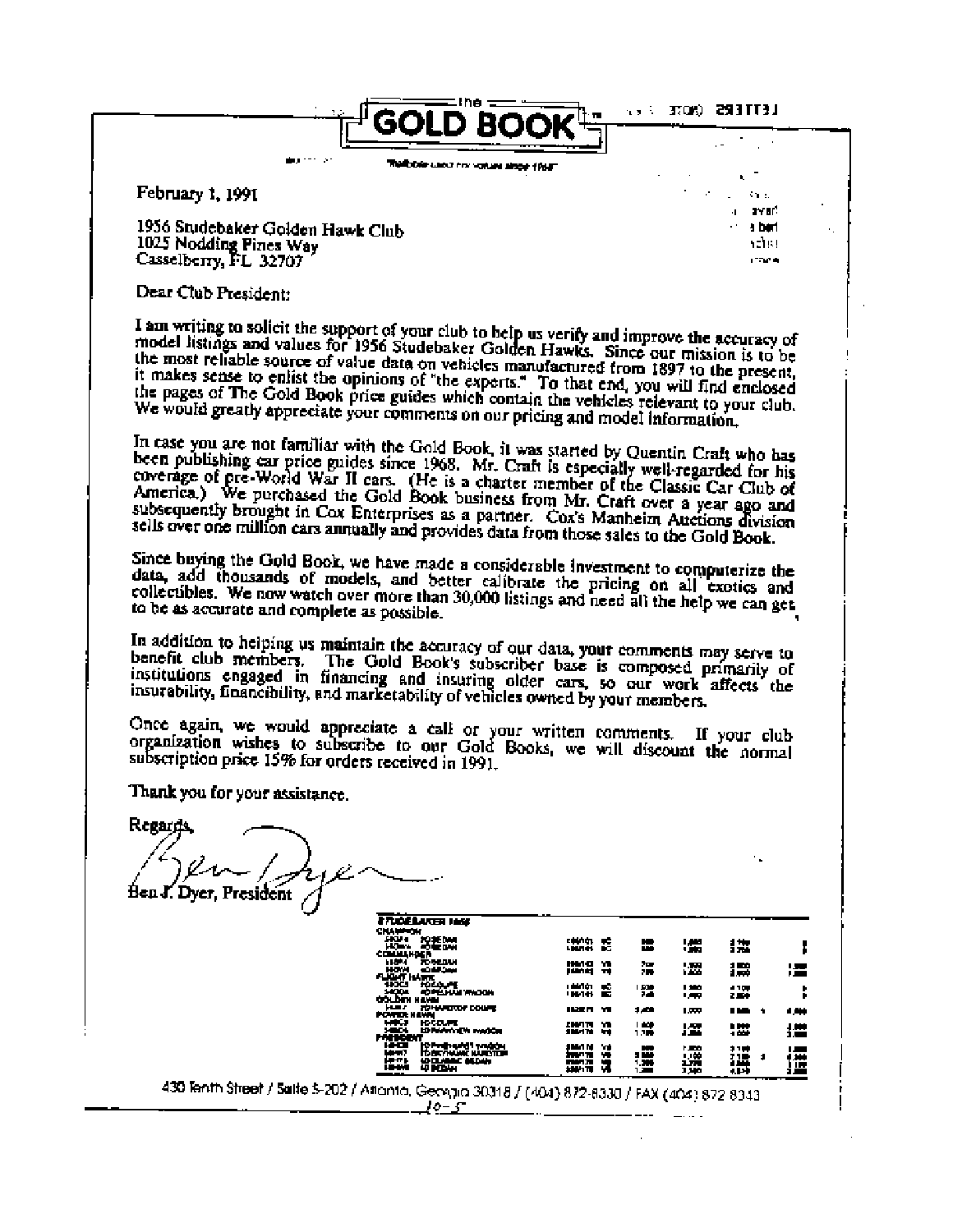# The GOLD BOOK

"Reliable used car values since 1968"

February 1, 1991

1956 Studebaker Golden Hawk Club
1025 Nodding Pines Way
Casselberry, FL 32707

Dear Club President:

I am writing to solicit the support of your club to help us verify and improve the accuracy of model listings and values for 1956 Studebaker Golden Hawks. Since our mission is to be the most reliable source of value data on vehicles manufactured from 1897 to the present, it makes sense to enlist the opinions of "the experts." To that end, you will find enclosed the pages of The Gold Book price guides which contain the vehicles relevant to your club. We would greatly appreciate your comments on our pricing and model information.

In case you are not familiar with the Gold Book, it was started by Quentin Craft who has been publishing car price guides since 1968. Mr. Craft is especially well-regarded for his coverage of pre-World War II cars. (He is a charter member of the Classic Car Club of America.) We purchased the Gold Book business from Mr. Craft over a year ago and subsequently brought in Cox Enterprises as a partner. Cox's Manheim Auctions division sells over one million cars annually and provides data from those sales to the Gold Book.

Since buying the Gold Book, we have made a considerable investment to computerize the data, add thousands of models, and better calibrate the pricing on all exotics and collectibles. We now watch over more than 30,000 listings and need all the help we can get to be as accurate and complete as possible.

In addition to helping us maintain the accuracy of our data, your comments may serve to benefit club members. The Gold Book's subscriber base is composed primarily of institutions engaged in financing and insuring older cars, so our work affects the insurability, financibility, and marketability of vehicles owned by your members.

Once again, we would appreciate a call or your written comments. If your club organization wishes to subscribe to our Gold Books, we will discount the normal subscription price 15% for orders received in 1991.

Thank you for your assistance.

Regards,

Ben J. Dyer, President

STUDEBAKER 1956

CHAMPION

COMMANDER

FLIGHT HAWK

GOLDEN HAWK

POWER HAWK

PRESIDENT

430 Tenth Street / Suite S-202 / Atlanta, Georgia 30318 / (404) 872-8330 / FAX (404) 872-8343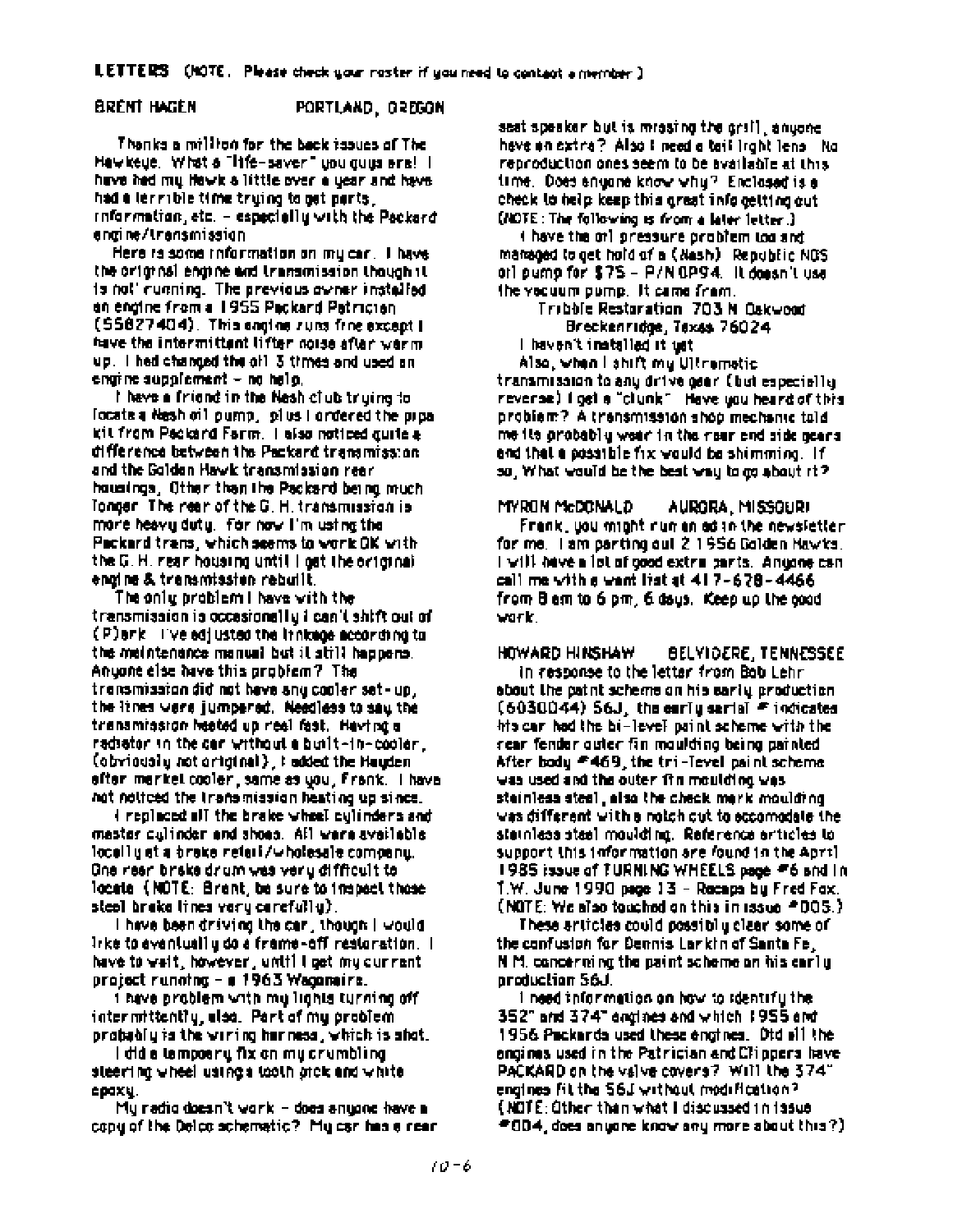**LETTERS** (NOTE. Please check your roster if you need to contact a member.)

**BRENT HAGEN PORTLAND, OREGON**

Thanks a million for the back issues of The Hawkeye. What a "life-saver" you guys are! I have had my Hawk a little over a year and have had a terrible time trying to get parts, information, etc. - especially with the Packard engine/transmission.

Here is some information on my car. I have the original engine and transmission though it is not running. The previous owner installed an engine from a 1955 Packard Patrician (55827404). This engine runs fine except I have the intermittent lifter noise after warm up. I had changed the oil 3 times and used an engine supplement - no help.

I have a friend in the Nash club trying to locate a Nash oil pump, plus I ordered the pipe kit from Packard Farm. I also noticed quite a difference between the Packard transmission and the Golden Hawk transmission rear housings. Other than the Packard being much longer. The rear of the G. H. transmission is more heavy duty. For now I'm using the Packard trans, which seems to work OK with the G. H. rear housing until I get the original engine & transmission rebuilt.

The only problem I have with the transmission is occasionally I can't shift out of (P)ark. I've adjusted the linkage according to the maintenance manual but it still happens. Anyone else have this problem? The transmission did not have any cooler set-up, the lines were jumpered. Needless to say the transmission heated up real fast. Having a radiator in the car without a built-in-cooler, (obviously not original), I added the Hayden after market cooler, same as you, Frank. I have not noticed the transmission heating up since.

I replaced all the brake wheel cylinders and master cylinder and shoes. All were available locally at a brake retail/wholesale company. One rear brake drum was very difficult to locate. (NOTE: Brent, be sure to inspect those steel brake lines very carefully).

I have been driving the car, though I would like to eventually do a frame-off restoration. I have to wait, however, until I get my current project running - a 1963 Wagonaire.

I have problem with my lights turning off intermittently, also. Part of my problem probably is the wiring harness, which is shot.

I did a tempoery fix on my crumbling steering wheel using a tooth pick and white epoxy.

My radio doesn't work - does anyone have a copy of the Delco schematic? My car has a rear seat speaker but is missing the grill, anyone have an extra? Also I need a tail light lens. No reproduction ones seem to be available at this time. Does anyone know why? Enclosed is a check to help keep this great info getting out. (NOTE: The following is from a later letter.)

I have the oil pressure problem too and managed to get hold of a (Nash) Republic NOS oil pump for $75 - P/N OP94. It doesn't use the vacuum pump. It came from.

Tribble Restoration 703 N Oakwood
Breckenridge, Texas 76024

I haven't installed it yet.

Also, when I shift my Ultramatic transmission to any drive gear (but especially reverse) I get a "clunk". Have you heard of this problem? A transmission shop mechanic told me its probably wear in the rear end side gears and that a possible fix would be shimming. If so, What would be the best way to go about it?

**MYRON McDONALD AURORA, MISSOURI**

Frank, you might run an ad in the newsletter for me. I am parting out 2 1956 Golden Hawks. I will have a lot of good extra parts. Anyone can call me with a want list at 417-678-4466 from 8 am to 6 pm, 6 days. Keep up the good work.

**HOWARD HINSHAW BELVIDERE, TENNESSEE**

In response to the letter from Bob Lehr about the paint scheme on his early production (6030044) 56J, the early serial # indicates his car had the bi-level paint scheme with the rear fender outer fin moulding being painted. After body #469, the tri-level paint scheme was used and the outer fin moulding was stainless steel, also the check mark moulding was different with a notch cut to accomodate the stainless steel moulding. Reference articles to support this information are found in the April 1985 issue of TURNING WHEELS page #6 and in T.W. June 1990 page 13 - Recaps by Fred Fox. (NOTE: We also touched on this in issue #005.)

These articles could possibly clear some of the confusion for Dennis Larkin of Santa Fe, N.M. concerning the paint scheme on his early production 56J.

I need information on how to identify the 352" and 374" engines and which 1955 and 1956 Packards used these engines. Did all the engines used in the Patrician and Clippers have PACKARD on the valve covers? Will the 374" engines fit the 56J without modification? (NOTE: Other than what I discussed in issue #004, does anyone know any more about this?)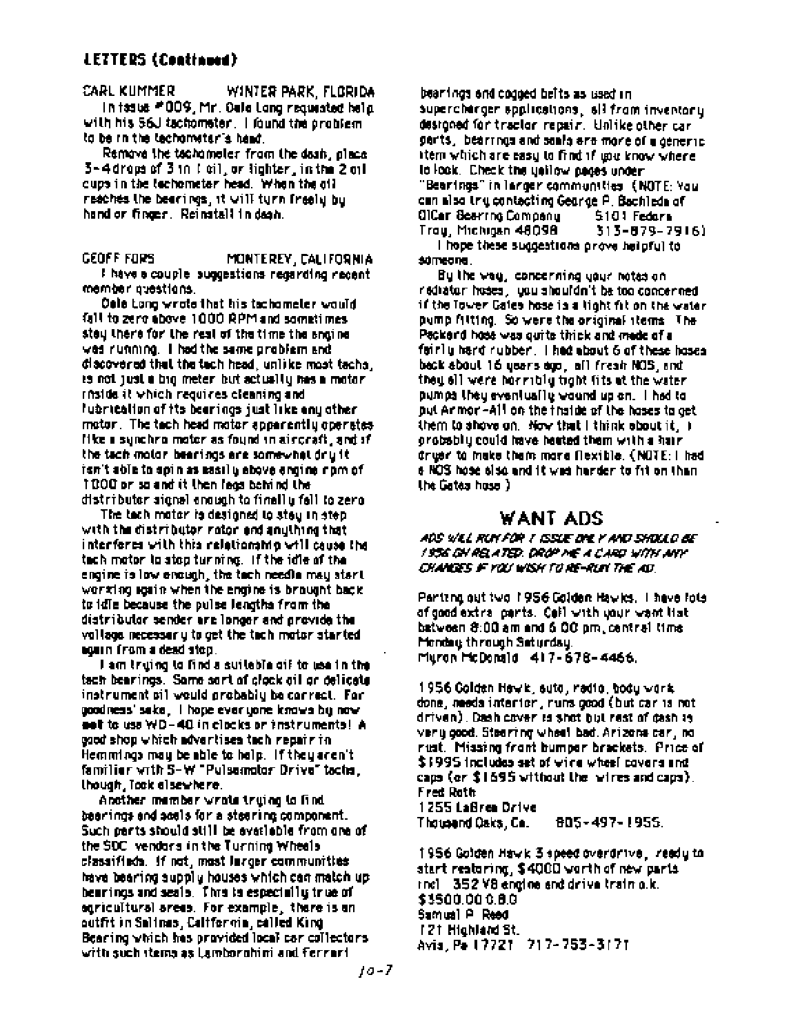## LETTERS (Continued)

CARL KUMMER WINTER PARK, FLORIDA

In issue #009, Mr. Dale Long requested help with his 56J tachometer. I found the problem to be in the tachometer's head.

Remove the tachometer from the dash, place 3-4 drops of 3 in 1 oil, or lighter, in the 2 oil cups in the tachometer head. When the oil reaches the bearings, it will turn freely by hand or finger. Reinstall in dash.

GEOFF FORS MONTEREY, CALIFORNIA

I have a couple suggestions regarding recent member questions.

Dale Long wrote that his tachometer would fall to zero above 1000 RPM and sometimes stay there for the rest of the time the engine was running. I had the same problem and discovered that the tach head, unlike most tachs, is not just a big meter but actually has a motor inside it which requires cleaning and lubrication of its bearings just like any other motor. The tach head motor apparently operates like a synchro motor as found in aircraft, and if the tach motor bearings are somewhat dry it isn't able to spin as easily above engine rpm of 1000 or so and it then lags behind the distributor signal enough to finally fall to zero.

The tach motor is designed to stay in step with the distributor rotor and anything that interferes with this relationship will cause the tach motor to stop turning. If the idle of the engine is low enough, the tach needle may start working again when the engine is brought back to idle because the pulse lengths from the distributor sender are longer and provide the voltage necessary to get the tach motor started again from a dead stop.

I am trying to find a suitable oil to use in the tach bearings. Some sort of clock oil or delicate instrument oil would probably be correct. For goodness' sake, I hope everyone knows by now not to use WD-40 in clocks or instruments! A good shop which advertises tach repair in Hemmings may be able to help. If they aren't familiar with S-W "Pulsemotor Drive" tachs, though, look elsewhere.

Another member wrote trying to find bearings and seals for a steering component. Such parts should still be available from one of the SDC vendors in the Turning Wheels classifieds. If not, most larger communities have bearing supply houses which can match up bearings and seals. This is especially true of agricultural areas. For example, there is an outfit in Salinas, California, called King Bearing which has provided local car collectors with such items as Lamborghini and Ferrari bearings and cogged belts as used in supercharger applications, all from inventory designed for tractor repair. Unlike other car parts, bearings and seals are more of a generic item which are easy to find if you know where to look. Check the yellow pages under "Bearings" in larger communities. (NOTE: You can also try contacting George P. Bachleda of OlCar Bearing Company 5101 Fedora Troy, Michigan 48098 313-879-7916)

I hope these suggestions prove helpful to someone.

By the way, concerning your notes on radiator hoses, you shouldn't be too concerned if the lower Gates hose is a tight fit on the water pump fitting. So were the original items. The Packard hose was quite thick and made of a fairly hard rubber. I had about 6 of these hoses back about 16 years ago, all fresh NOS, and they all were horribly tight fits at the water pumps they eventually wound up on. I had to put Armor-All on the inside of the hoses to get them to shove on. Now that I think about it, I probably could have heated them with a hair dryer to make them more flexible. (NOTE: I had a NOS hose also and it was harder to fit on than the Gates hose.)

## WANT ADS

*ADS WILL RUN FOR 1 ISSUE ONLY AND SHOULD BE 1956 OR RELATED. DROP ME A CARD WITH ANY CHANGES IF YOU WISH TO RE-RUN THE AD.*

Parting out two 1956 Golden Hawks. I have lots of good extra parts. Call with your want list between 8:00 am and 6:00 pm, central time Monday through Saturday.
Myron McDonald 417-678-4466.

1956 Golden Hawk, auto, radio, body work done, needs interior, runs good (but car is not driven). Dash cover is shot but rest of dash is very good. Steering wheel bad. Arizona car, no rust. Missing front bumper brackets. Price of $1995 includes set of wire wheel covers and caps (or $1695 without the wires and caps).
Fred Roth
1255 LaBrea Drive
Thousand Oaks, Ca. 805-497-1955.

1956 Golden Hawk 3 speed overdrive, ready to start restoring, $4000 worth of new parts incl 352 V8 engine and drive train o.k. $3500.00 O.B.O.
Samuel P. Reed
121 Highland St.
Avis, Pa 17721 717-753-3171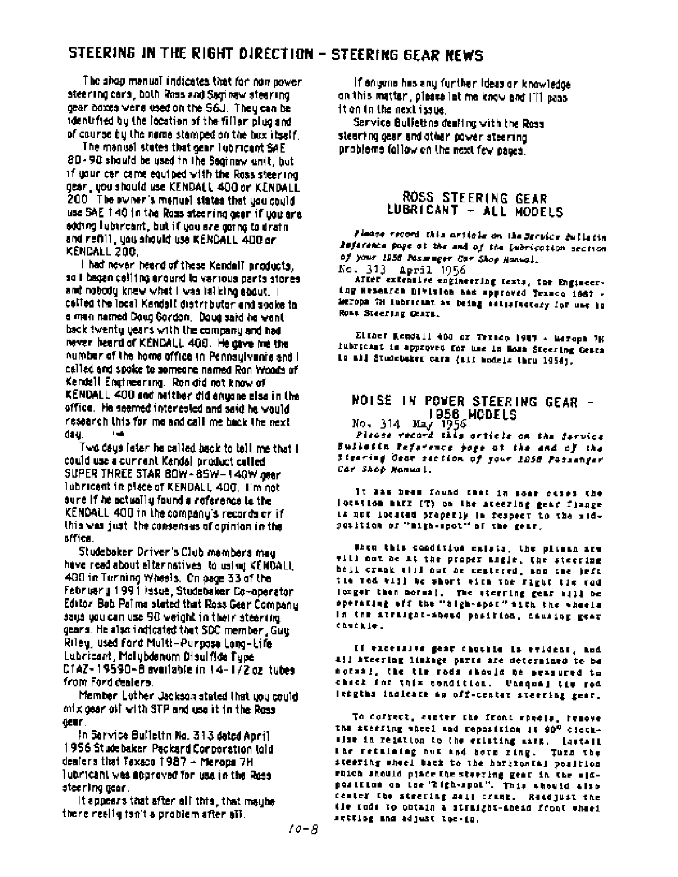## STEERING IN THE RIGHT DIRECTION - STEERING GEAR NEWS

The shop manual indicates that for non power steering cars, both Ross and Saginaw steering gear boxes were used on the 56J. They can be identified by the location of the filler plug and of course by the name stamped on the box itself.

The manual states that gear lubricant SAE 80-90 should be used in the Saginaw unit, but if your car came equiped with the Ross steering gear, you should use KENDALL 400 or KENDALL 200. The owner's manual states that you could use SAE 140 in the Ross steering gear if you are adding lubircant, but if you are going to drain and refill, you should use KENDALL 400 or KENDALL 200.

I had never heard of these Kendall products, so I began calling around to various parts stores and nobody knew what I was talking about. I called the local Kendall distributor and spoke to a man named Doug Gordon. Doug said he went back twenty years with the company and had never heard of KENDALL 400. He gave me the number of the home office in Pennsylvania and I called and spoke to someone named Ron Woods of Kendall Engineering. Ron did not know of KENDALL 400 and neither did anyone else in the office. He seemed interested and said he would research this for me and call me back the next day.

Two days later he called back to tell me that I could use a current Kendal product called SUPER THREE STAR 80W-85W-140W gear lubricant in place of KENDALL 400. I'm not sure if he actually found a reference to the KENDALL 400 in the company's records or if this was just the consensus of opinion in the office.

Studebaker Driver's Club members may have read about alternatives to using KENDALL 400 in Turning Wheels. On page 33 of the February 1991 issue, Studebaker Co-operator Editor Bob Palma stated that Ross Gear Company says you can use 90 weight in their steering gears. He also indicated that SDC member, Guy Riley, used Ford Multi-Purpose Long-Life Lubricant, Molybdenum Disulfide Type C1AZ-19590-B available in 14-1/2 oz tubes from Ford dealers.

Member Luther Jackson stated that you could mix gear oil with STP and use it in the Ross gear.

In Service Bulletin No. 313 dated April 1956 Studebaker Packard Corporation told dealers that Texaco 1987 - Meropa 7H lubricant was approved for use in the Ross steering gear.

It appears that after all this, that maybe there really isn't a problem after all.

If anyone has any further ideas or knowledge on this matter, please let me know and I'll pass it on in the next issue.

Service Bulletins dealing with the Ross steering gear and other power steering problems follow on the next few pages.

### ROSS STEERING GEAR LUBRICANT - ALL MODELS

*Please record this article on the Service Bulletin Reference page at the end of the lubrication section of your 1956 Passenger Car Shop Manual.*

No. 313 April 1956

After extensive engineering tests, the Engineering Research Division has approved Texaco 1987 - Meropa 7H lubricant as being satisfactory for use in Ross Steering Gears.

Either Kendall 400 or Texaco 1987 - Meropa 7H lubricant is approved for use in Ross Steering Gears in all Studebaker cars (all models thru 1956).

### NOISE IN POWER STEERING GEAR - 1956 MODELS

No. 314 May 1956

*Please record this article on the Service Bulletin Reference page at the end of the Steering Gear section of your 1956 Passenger Car Shop Manual.*

It has been found that in some cases the location mark (T) on the steering gear flange is not located properly in respect to the mid-position or "high-spot" of the gear.

When this condition exists, the pitman arm will not be at the proper angle, the steering bell crank will not be centered, and the left tie rod will be short with the right tie rod longer than normal. The steering gear will be operating off the "high-spot" with the wheels in the straight-ahead position, causing gear chuckle.

If excessive gear chuckle is evident, and all steering linkage parts are determined to be normal, the tie rods should be measured to check for this condition. Unequal tie rod lengths indicate an off-center steering gear.

To correct, center the front wheels, remove the steering wheel and reposition it 90° clockwise in relation to the existing mark. Install the retaining nut and horn ring. Turn the steering wheel back to the horizontal position which should place the steering gear in the mid-position on the "high-spot". This should also center the steering bell crank. Readjust the tie rods to obtain a straight-ahead front wheel setting and adjust toe-in.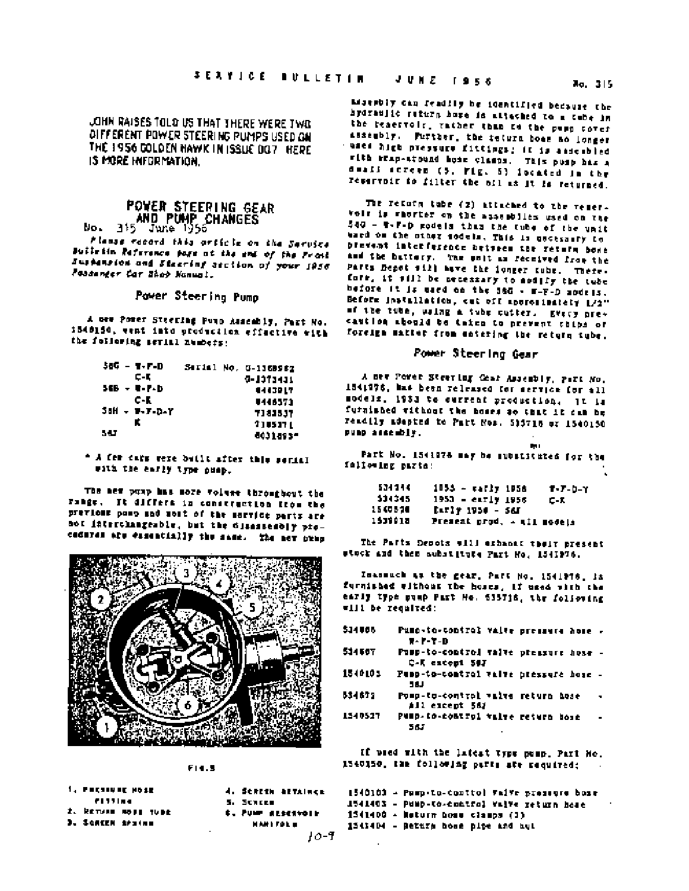JOHN RAISES TOLD US THAT THERE WERE TWO DIFFERENT POWER STEERING PUMPS USED ON THE 1956 GOLDEN HAWK IN ISSUE 007 HERE IS MORE INFORMATION.

## POWER STEERING GEAR AND PUMP CHANGES

No. 315 June 1956

*Please record this article on the Service Bulletin Reference page at the end of the Front Suspension and Steering section of your 1956 Passenger Car Shop Manual.*

### Power Steering Pump

A new Power Steering Pump Assembly, Part No. 1540150, went into production effective with the following serial numbers:

| | Serial No. |
|---|---|
| 56G - W-F-D | G-1368582 |
| C-K | G-1373431 |
| 56B - W-F-D | 8463017 |
| C-K | 8446573 |
| 56H - W-F-D-Y | 7183537 |
| K | 7185371 |
| 56J | 6031893* |

\* A few cars were built after this serial with the early type pump.

The new pump has more volume throughout the range. It differs in construction from the previous pump and most of the service parts are not interchangeable, but the disassembly procedures are essentially the same. The new pump assembly can readily be identified because the hydraulic return hose is attached to a tube in the reservoir, rather than to the pump cover assembly. Further, the return hose no longer uses high pressure fittings; it is assembled with wrap-around hose clamps. This pump has a small screen (5, Fig. 5) located in the reservoir to filter the oil as it is returned.

FIG. 5

1. PRESSURE HOSE FITTING
2. RETURN HOSE TUBE
3. SCREEN SPRING
4. SCREEN RETAINER
5. SCREEN
6. PUMP RESERVOIR MANIFOLD

The return tube (2) attached to the reservoir is shorter on the assemblies used on the 56G - W-F-D models than the tube of the unit used on the other models. This is necessary to prevent interference between the return hose and the battery. The unit as received from the Parts Depot will have the longer tube. Therefore, it will be necessary to modify the tube before it is used on the 56G - W-F-D models. Before installation, cut off approximately 1/2" of the tube, using a tube cutter. Every precaution should be taken to prevent chips or foreign matter from entering the return tube.

### Power Steering Gear

A new Power Steering Gear Assembly, Part No. 1541976, has been released for service for all models, 1953 to current production. It is furnished without the hoses so that it can be readily adapted to Part Nos. 535716 or 1540150 pump assembly.

Part No. 1541976 may be substituted for the following parts:

| | | |
|---|---|---|
| 534344 | 1953 - early 1956 | W-F-D-Y |
| 534345 | 1953 - early 1956 | C-K |
| 1540578 | Early 1956 - 56J | |
| 1539018 | Present prod. - all models | |

The Parts Depots will exhaust their present stock and then substitute Part No. 1541976.

Inasmuch as the gear, Part No. 1541976, is furnished without the hoses, if used with the early type pump Part No. 535716, the following will be required:

| | |
|---|---|
| 534866 | Pump-to-control valve pressure hose - W-F-Y-D |
| 534867 | Pump-to-control valve pressure hose - C-K except 56J |
| 1540103 | Pump-to-control valve pressure hose - 56J |
| 534872 | Pump-to-control valve return hose - All except 56J |
| 1540527 | Pump-to-control valve return hose - 56J |

If used with the latest type pump, Part No. 1540150, the following parts are required:

- 1540103 - Pump-to-control valve pressure hose
- 1541403 - Pump-to-control valve return hose
- 1541400 - Return hose clamps (2)
- 1541404 - Return hose pipe and nut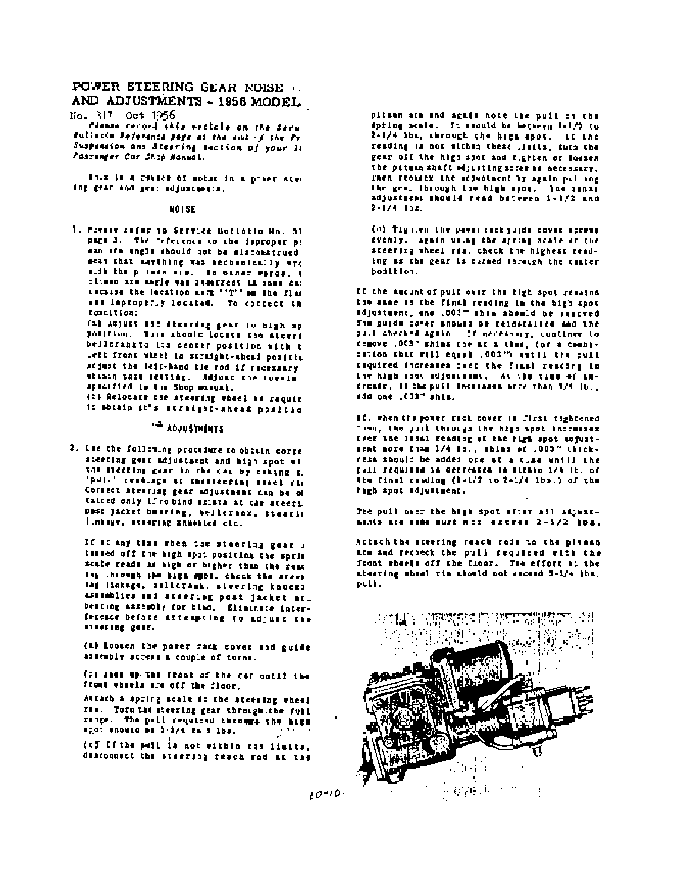# POWER STEERING GEAR NOISE AND ADJUSTMENTS - 1956 MODEL

No. 317 Oct 1956

*Please record this article on the Service Bulletin Reference page at the end of the Front Suspension and Steering section of your 1956 Passenger Car Shop Manual.*

This is a review of noise in a power steering gear and gear adjustments.

## NOISE

1. Please refer to Service Bulletin No. 31 page 3. The reference to the improper pitman arm angle should not be misconstrued to mean that anything was mechanically wrong with the pitman arm. In other words, the pitman arm angle was incorrect in some cases because the location mark "T" on the flange was improperly located. To correct this condition:

(a) Adjust the steering gear to high spot position. This should locate the steering bellcrank to its center position with the left front wheel in straight-ahead position. Adjust the left-hand tie rod if necessary to obtain this setting. Adjust the toe-in as specified in the Shop Manual.

(b) Relocate the steering wheel as required to obtain it's straight-ahead position.

## ADJUSTMENTS

2. Use the following procedure to obtain correct steering gear adjustment and high spot with the steering gear in the car by taking the 'pull' readings at the steering wheel rim. Correct steering gear adjustment can be obtained only if no bind exists at the steering post jacket bearing, bellcrank, steering linkage, steering knuckles etc.

If at any time when the steering gear is turned off the high spot position the spring scale reads as high or higher than the reading through the high spot, check the steering linkage, bellcrank, steering knuckle assemblies and steering post jacket and bearing assembly for bind. Eliminate interference before attempting to adjust the steering gear.

(a) Loosen the power rack cover and guide assembly screws a couple of turns.

(b) Jack up the front of the car until the front wheels are off the floor.

Attach a spring scale to the steering wheel rim. Turn the steering gear through the full range. The pull required through the high spot should be 2-3/4 to 3 lbs.

(c) If the pull is not within the limits, disconnect the steering reach rod at the pitman arm and again note the pull on the spring scale. It should be between 1-1/2 to 2-1/4 lbs, through the high spot. If the reading is not within these limits, turn the gear off the high spot and tighten or loosen the pitman shaft adjusting screw as necessary. Then recheck the adjustment by again pulling the gear through the high spot. The final adjustment should read between 1-1/2 and 2-1/4 lbs.

(d) Tighten the power rack guide cover screws evenly. Again using the spring scale at the steering wheel rim, check the highest reading as the gear is turned through the center position.

If the amount of pull over the high spot remains the same as the final reading in the high spot adjustment, one .003" shim should be removed. The guide cover should be reinstalled and the pull checked again. If necessary, continue to remove .003" shims one at a time, (or a combination that will equal .003") until the pull required increases over the final reading in the high spot adjustment. At the time of increase, if the pull increases more than 3/4 lb., add one .003" shim.

If, when the power rack cover is first tightened down, the pull through the high spot increases over the final reading of the high spot adjustment more than 1/4 lb., shims of .003" thickness should be added one at a time until the pull required is decreased to within 1/4 lb. of the final reading (1-1/2 to 2-1/4 lbs.) of the high spot adjustment.

The pull over the high spot after all adjustments are made must not exceed 2-1/2 lbs.

Attach the steering reach rods to the pitman arm and recheck the pull required with the front wheels off the floor. The effort at the steering wheel rim should not exceed 3-1/4 lbs. pull.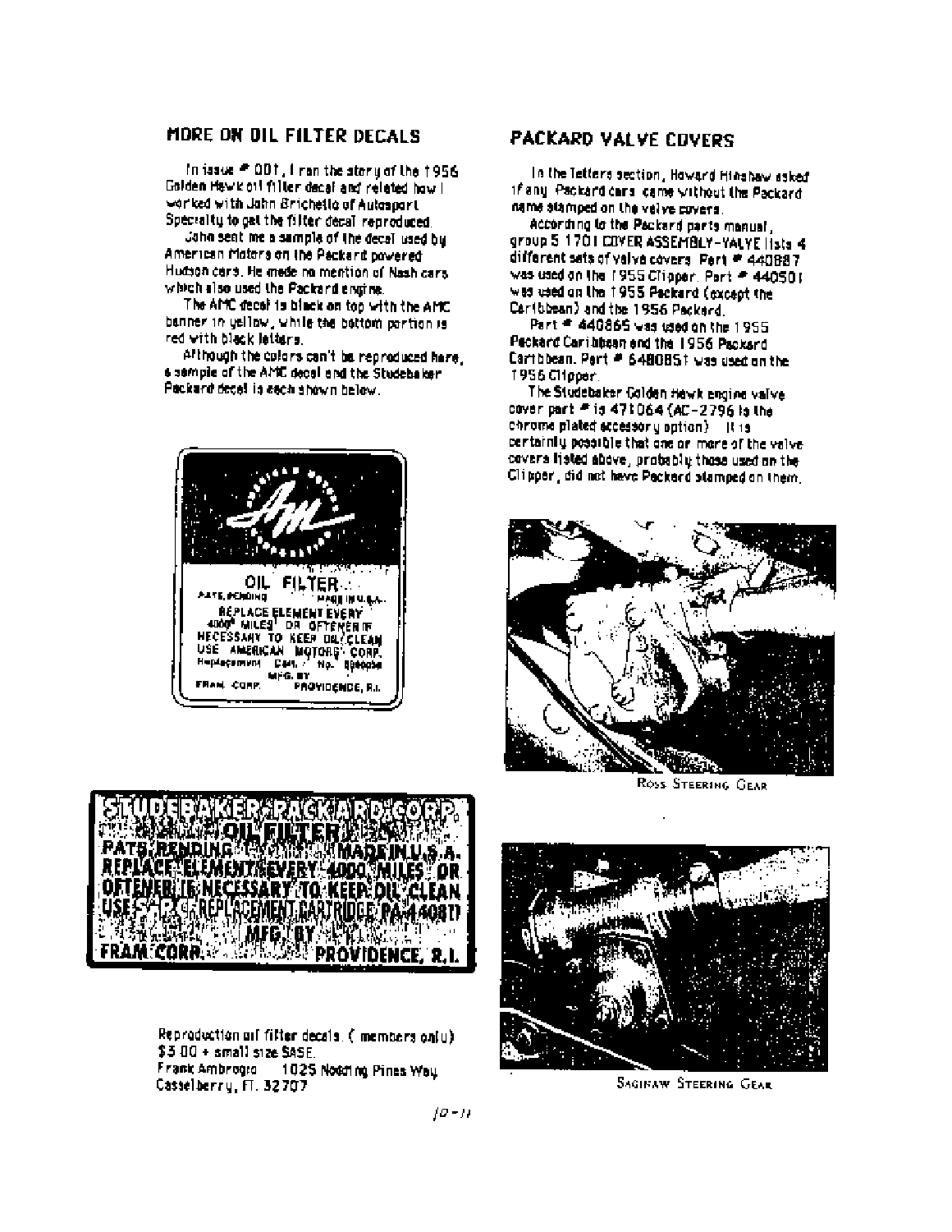## MORE ON OIL FILTER DECALS

In issue # 001, I ran the story of the 1956 Golden Hawk oil filter decal and related how I worked with John Brichetto of Autosport Specialty to get the filter decal reproduced.

John sent me a sample of the decal used by American Motors on the Packard powered Hudson cars. He made no mention of Nash cars which also used the Packard engine.

The AMC decal is black on top with the AMC banner in yellow, while the bottom portion is red with black letters.

Although the colors can't be reproduced here, a sample of the AMC decal and the Studebaker Packard decal is each shown below.

OIL FILTER
PATS. PENDING MADE IN U.S.A.
REPLACE ELEMENT EVERY 4000 MILES OR OFTENER IF NECESSARY TO KEEP OIL CLEAN
USE AMERICAN MOTORS CORP. Replacement Cart. No.
MFG. BY
FRAM CORP. PROVIDENCE, R.I.

STUDEBAKER-PACKARD CORP.
OIL FILTER
PATS. PENDING MADE IN U.S.A.
REPLACE ELEMENT EVERY 4000 MILES OR OFTENER IF NECESSARY TO KEEP OIL CLEAN
USE S-P REPLACEMENT CARTRIDGE PA-440871
MFG. BY
FRAM CORP. PROVIDENCE, R.I.

Reproduction oil filter decals. ( members only)
$3.00 + small size SASE.
Frank Ambrogio 1025 Nodding Pines Way
Casselberry, Fl. 32707

## PACKARD VALVE COVERS

In the letters section, Howard Hinshaw asked if any Packard cars came without the Packard name stamped on the valve covers.

According to the Packard parts manual, group 5 1701 COVER ASSEMBLY-VALVE lists 4 different sets of valve covers. Part # 440887 was used on the 1955 Clipper. Part # 440501 was used on the 1955 Packard (except the Caribbean) and the 1956 Packard.

Part # 440865 was used on the 1955 Packard Caribbean and the 1956 Packard Caribbean. Part # 6480851 was used on the 1956 Clipper.

The Studebaker Golden Hawk engine valve cover part # is 471064 (AC-2796 is the chrome plated accessory option). It is certainly possible that one or more of the valve covers listed above, probably those used on the Clipper, did not have Packard stamped on them.

Ross Steering Gear

Saginaw Steering Gear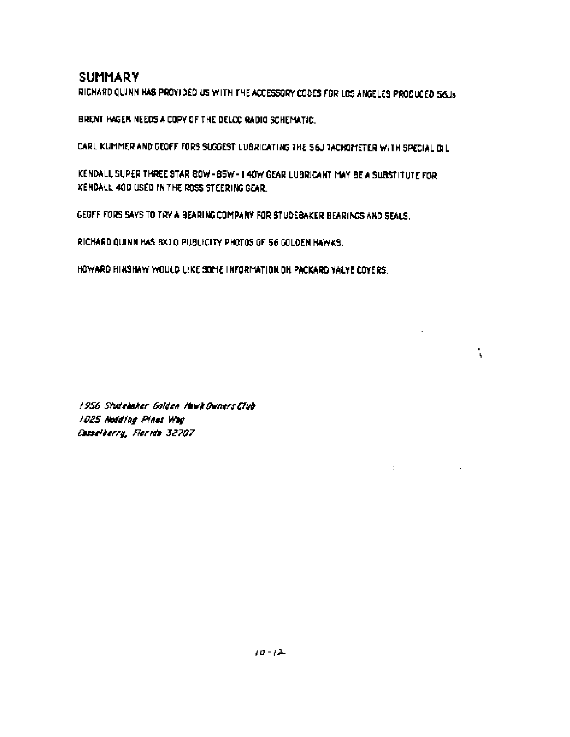# SUMMARY

RICHARD QUINN HAS PROVIDED US WITH THE ACCESSORY CODES FOR LOS ANGELES PRODUCED 56Js

BRENT HAGEN NEEDS A COPY OF THE DELCO RADIO SCHEMATIC.

CARL KUMMER AND GEOFF FORS SUGGEST LUBRICATING THE 56J TACHOMETER WITH SPECIAL OIL

KENDALL SUPER THREE STAR 80W-85W-140W GEAR LUBRICANT MAY BE A SUBSTITUTE FOR KENDALL 400 USED IN THE ROSS STEERING GEAR.

GEOFF FORS SAYS TO TRY A BEARING COMPANY FOR STUDEBAKER BEARINGS AND SEALS.

RICHARD QUINN HAS 8X10 PUBLICITY PHOTOS OF 56 GOLDEN HAWKS.

HOWARD HINSHAW WOULD LIKE SOME INFORMATION ON PACKARD VALVE COVERS.

*1956 Studebaker Golden Hawk Owners Club*
*1025 Nodding Pines Way*
*Casselberry, Florida 32707*